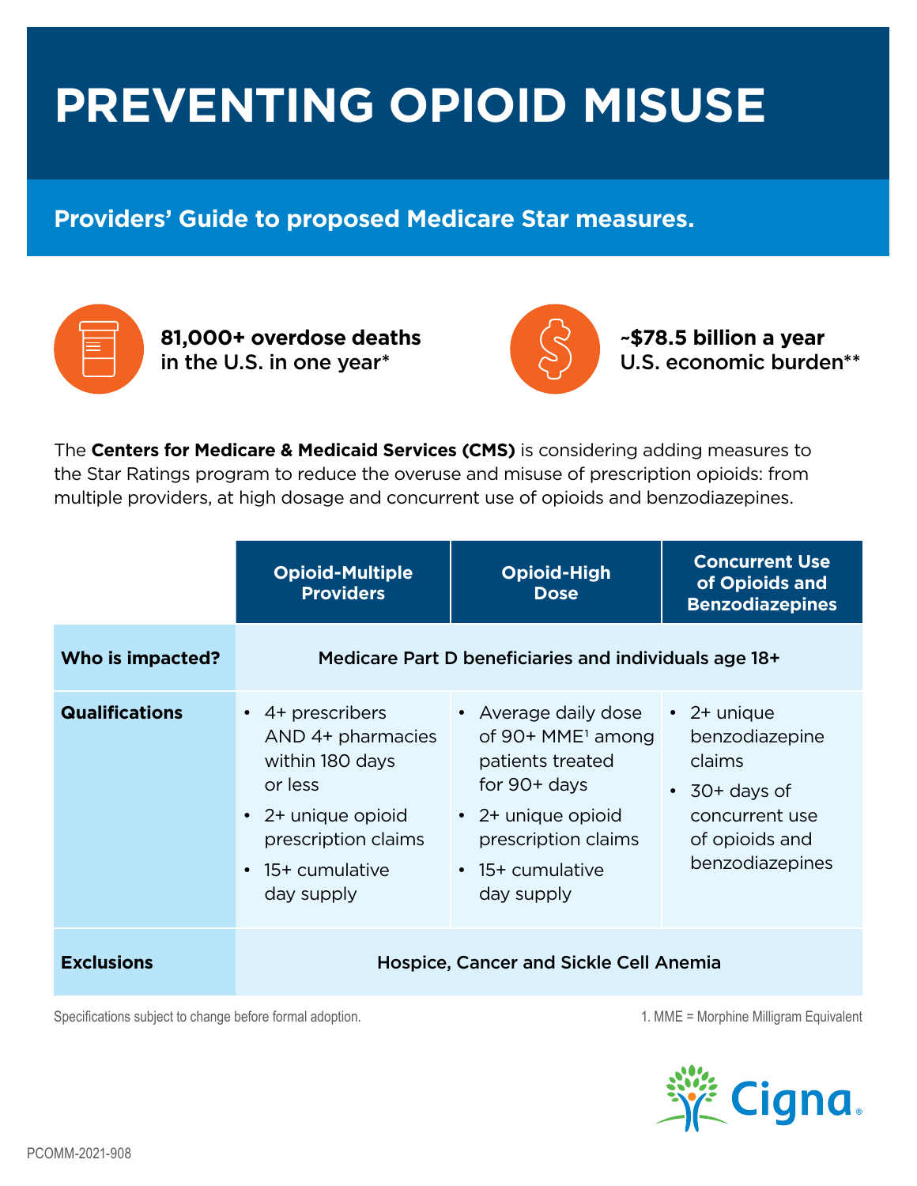# PREVENTING OPIOID MISUSE

## Providers' Guide to proposed Medicare Star measures.

**81,000+ overdose deaths in the U.S. in one year***

**~$78.5 billion a year U.S. economic burden****

The **Centers for Medicare & Medicaid Services (CMS)** is considering adding measures to the Star Ratings program to reduce the overuse and misuse of prescription opioids: from multiple providers, at high dosage and concurrent use of opioids and benzodiazepines.

| | Opioid-Multiple Providers | Opioid-High Dose | Concurrent Use of Opioids and Benzodiazepines |
|---|---|---|---|
| **Who is impacted?** | Medicare Part D beneficiaries and individuals age 18+ | | |
| **Qualifications** | • 4+ prescribers AND 4+ pharmacies within 180 days or less<br>• 2+ unique opioid prescription claims<br>• 15+ cumulative day supply | • Average daily dose of 90+ MME[1] among patients treated for 90+ days<br>• 2+ unique opioid prescription claims<br>• 15+ cumulative day supply | • 2+ unique benzodiazepine claims<br>• 30+ days of concurrent use of opioids and benzodiazepines |
| **Exclusions** | Hospice, Cancer and Sickle Cell Anemia | | |

Specifications subject to change before formal adoption.

1. MME = Morphine Milligram Equivalent

Cigna

PCOMM-2021-908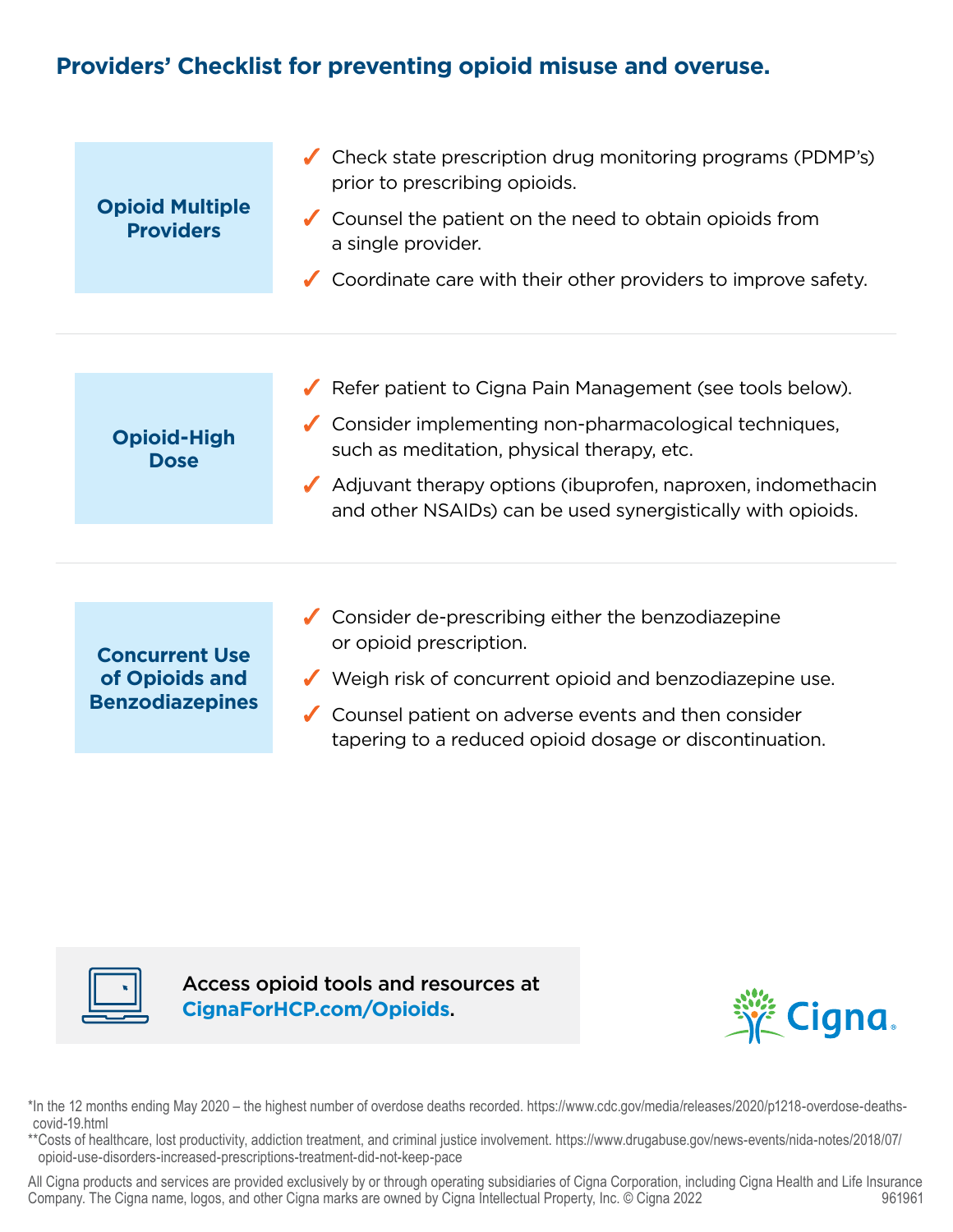# Providers' Checklist for preventing opioid misuse and overuse.

### Opioid Multiple Providers

- ✓ Check state prescription drug monitoring programs (PDMP's) prior to prescribing opioids.
- ✓ Counsel the patient on the need to obtain opioids from a single provider.
- ✓ Coordinate care with their other providers to improve safety.

### Opioid-High Dose

- ✓ Refer patient to Cigna Pain Management (see tools below).
- ✓ Consider implementing non-pharmacological techniques, such as meditation, physical therapy, etc.
- ✓ Adjuvant therapy options (ibuprofen, naproxen, indomethacin and other NSAIDs) can be used synergistically with opioids.

### Concurrent Use of Opioids and Benzodiazepines

- ✓ Consider de-prescribing either the benzodiazepine or opioid prescription.
- ✓ Weigh risk of concurrent opioid and benzodiazepine use.
- ✓ Counsel patient on adverse events and then consider tapering to a reduced opioid dosage or discontinuation.

**Access opioid tools and resources at CignaForHCP.com/Opioids.**

Cigna

*In the 12 months ending May 2020 – the highest number of overdose deaths recorded. https://www.cdc.gov/media/releases/2020/p1218-overdose-deaths-covid-19.html

**Costs of healthcare, lost productivity, addiction treatment, and criminal justice involvement. https://www.drugabuse.gov/news-events/nida-notes/2018/07/opioid-use-disorders-increased-prescriptions-treatment-did-not-keep-pace

All Cigna products and services are provided exclusively by or through operating subsidiaries of Cigna Corporation, including Cigna Health and Life Insurance Company. The Cigna name, logos, and other Cigna marks are owned by Cigna Intellectual Property, Inc. © Cigna 2022 961961